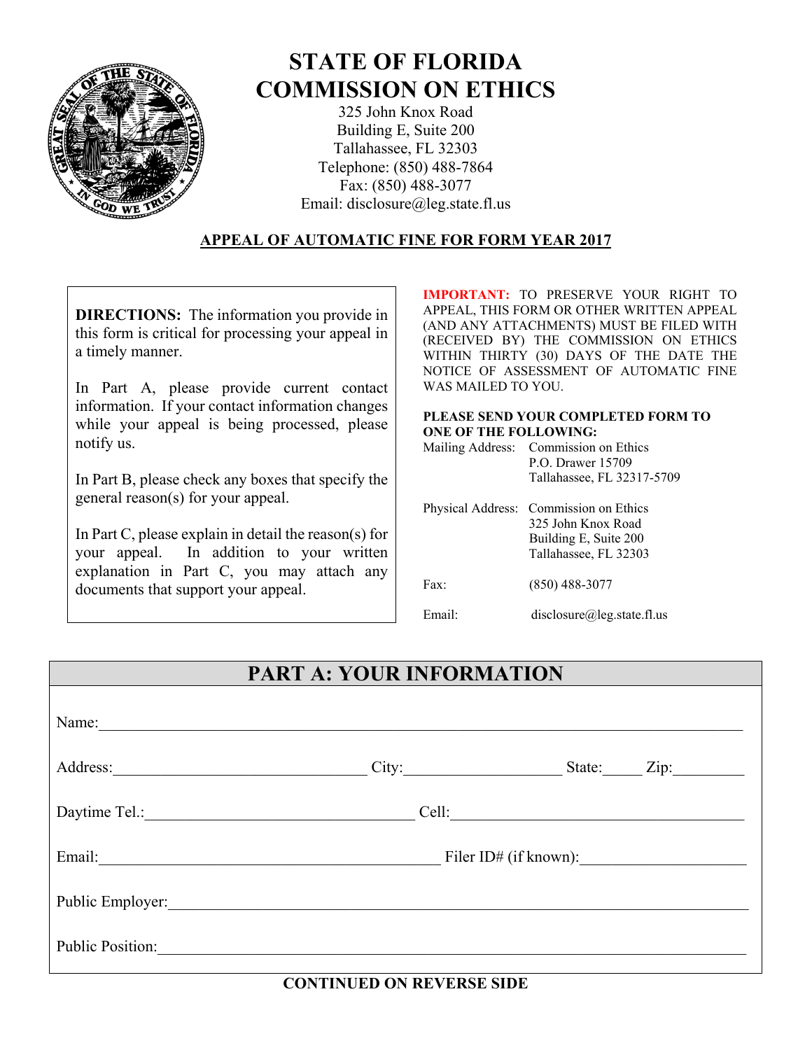# STATE OF FLORIDA
# COMMISSION ON ETHICS

325 John Knox Road
Building E, Suite 200
Tallahassee, FL 32303
Telephone: (850) 488-7864
Fax: (850) 488-3077
Email: disclosure@leg.state.fl.us

## APPEAL OF AUTOMATIC FINE FOR FORM YEAR 2017

**DIRECTIONS:** The information you provide in this form is critical for processing your appeal in a timely manner.

In Part A, please provide current contact information. If your contact information changes while your appeal is being processed, please notify us.

In Part B, please check any boxes that specify the general reason(s) for your appeal.

In Part C, please explain in detail the reason(s) for your appeal. In addition to your written explanation in Part C, you may attach any documents that support your appeal.

**IMPORTANT:** TO PRESERVE YOUR RIGHT TO APPEAL, THIS FORM OR OTHER WRITTEN APPEAL (AND ANY ATTACHMENTS) MUST BE FILED WITH (RECEIVED BY) THE COMMISSION ON ETHICS WITHIN THIRTY (30) DAYS OF THE DATE THE NOTICE OF ASSESSMENT OF AUTOMATIC FINE WAS MAILED TO YOU.

**PLEASE SEND YOUR COMPLETED FORM TO ONE OF THE FOLLOWING:**

Mailing Address: Commission on Ethics
P.O. Drawer 15709
Tallahassee, FL 32317-5709

Physical Address: Commission on Ethics
325 John Knox Road
Building E, Suite 200
Tallahassee, FL 32303

Fax: (850) 488-3077

Email: disclosure@leg.state.fl.us

## PART A: YOUR INFORMATION

Name:______________________________________________

Address:____________________ City:______________ State:_____ Zip:_________

Daytime Tel.:____________________ Cell:____________________

Email:____________________ Filer ID# (if known):____________________

Public Employer:______________________________________________

Public Position:______________________________________________

**CONTINUED ON REVERSE SIDE**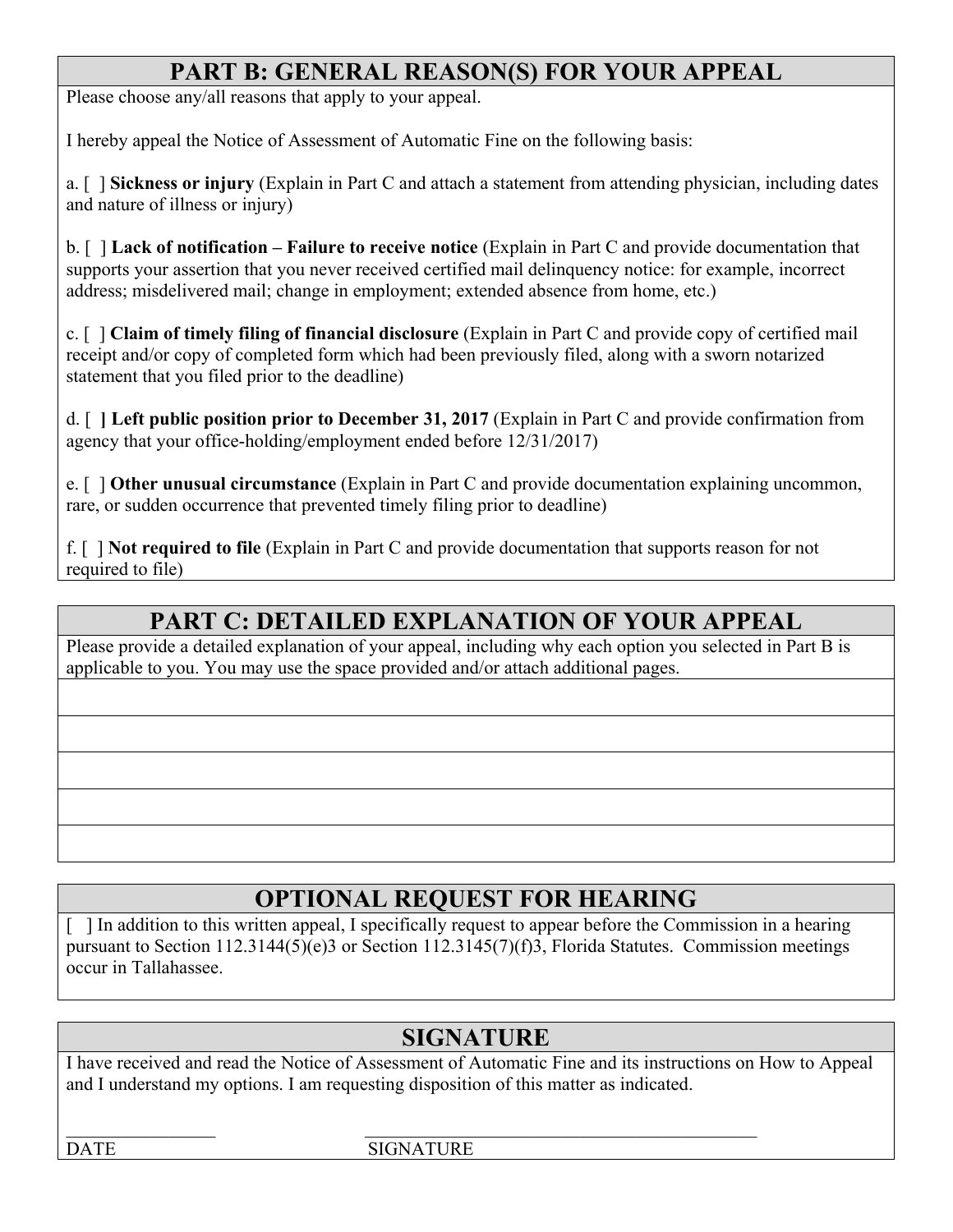## PART B: GENERAL REASON(S) FOR YOUR APPEAL

Please choose any/all reasons that apply to your appeal.

I hereby appeal the Notice of Assessment of Automatic Fine on the following basis:

a. [ ] **Sickness or injury** (Explain in Part C and attach a statement from attending physician, including dates and nature of illness or injury)

b. [ ] **Lack of notification – Failure to receive notice** (Explain in Part C and provide documentation that supports your assertion that you never received certified mail delinquency notice: for example, incorrect address; misdelivered mail; change in employment; extended absence from home, etc.)

c. [ ] **Claim of timely filing of financial disclosure** (Explain in Part C and provide copy of certified mail receipt and/or copy of completed form which had been previously filed, along with a sworn notarized statement that you filed prior to the deadline)

d. [ **] Left public position prior to December 31, 2017** (Explain in Part C and provide confirmation from agency that your office-holding/employment ended before 12/31/2017)

e. [ ] **Other unusual circumstance** (Explain in Part C and provide documentation explaining uncommon, rare, or sudden occurrence that prevented timely filing prior to deadline)

f. [ ] **Not required to file** (Explain in Part C and provide documentation that supports reason for not required to file)

## PART C: DETAILED EXPLANATION OF YOUR APPEAL

Please provide a detailed explanation of your appeal, including why each option you selected in Part B is applicable to you. You may use the space provided and/or attach additional pages.

## OPTIONAL REQUEST FOR HEARING

[ ] In addition to this written appeal, I specifically request to appear before the Commission in a hearing pursuant to Section 112.3144(5)(e)3 or Section 112.3145(7)(f)3, Florida Statutes. Commission meetings occur in Tallahassee.

## SIGNATURE

I have received and read the Notice of Assessment of Automatic Fine and its instructions on How to Appeal and I understand my options. I am requesting disposition of this matter as indicated.

\_\_\_\_\_\_\_\_\_\_\_\_\_\_\_\_ \_\_\_\_\_\_\_\_\_\_\_\_\_\_\_\_\_\_\_\_\_\_\_\_\_\_\_\_\_\_\_\_\_\_\_\_\_\_\_\_

DATE SIGNATURE